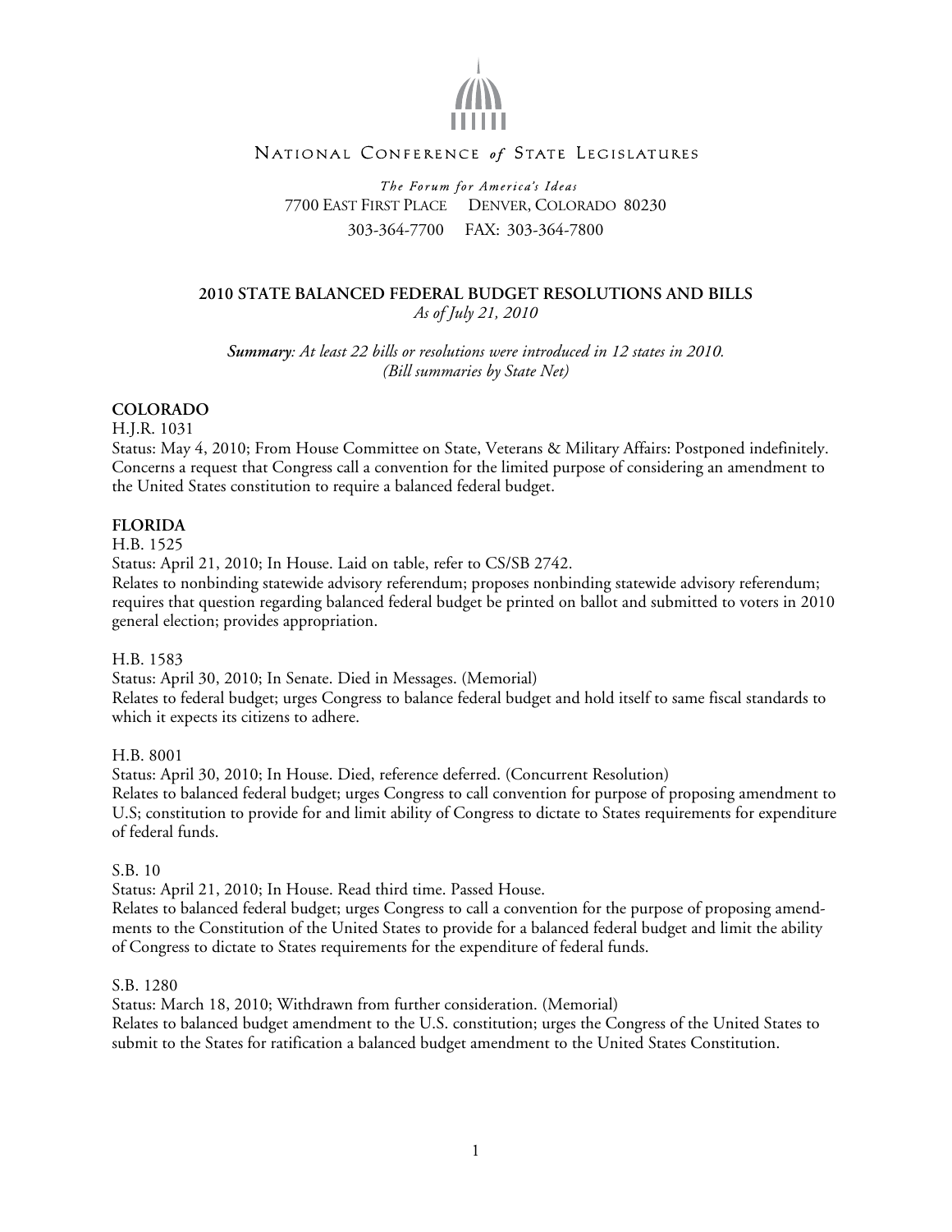NATIONAL CONFERENCE *of* STATE LEGISLATURES

*The Forum for America's Ideas*
7700 EAST FIRST PLACE DENVER, COLORADO 80230
303-364-7700 FAX: 303-364-7800

# 2010 STATE BALANCED FEDERAL BUDGET RESOLUTIONS AND BILLS

*As of July 21, 2010*

***Summary**: At least 22 bills or resolutions were introduced in 12 states in 2010.*
*(Bill summaries by State Net)*

## COLORADO

H.J.R. 1031
Status: May 4, 2010; From House Committee on State, Veterans & Military Affairs: Postponed indefinitely.
Concerns a request that Congress call a convention for the limited purpose of considering an amendment to the United States constitution to require a balanced federal budget.

## FLORIDA

H.B. 1525
Status: April 21, 2010; In House. Laid on table, refer to CS/SB 2742.
Relates to nonbinding statewide advisory referendum; proposes nonbinding statewide advisory referendum; requires that question regarding balanced federal budget be printed on ballot and submitted to voters in 2010 general election; provides appropriation.

H.B. 1583
Status: April 30, 2010; In Senate. Died in Messages. (Memorial)
Relates to federal budget; urges Congress to balance federal budget and hold itself to same fiscal standards to which it expects its citizens to adhere.

H.B. 8001
Status: April 30, 2010; In House. Died, reference deferred. (Concurrent Resolution)
Relates to balanced federal budget; urges Congress to call convention for purpose of proposing amendment to U.S; constitution to provide for and limit ability of Congress to dictate to States requirements for expenditure of federal funds.

S.B. 10
Status: April 21, 2010; In House. Read third time. Passed House.
Relates to balanced federal budget; urges Congress to call a convention for the purpose of proposing amendments to the Constitution of the United States to provide for a balanced federal budget and limit the ability of Congress to dictate to States requirements for the expenditure of federal funds.

S.B. 1280
Status: March 18, 2010; Withdrawn from further consideration. (Memorial)
Relates to balanced budget amendment to the U.S. constitution; urges the Congress of the United States to submit to the States for ratification a balanced budget amendment to the United States Constitution.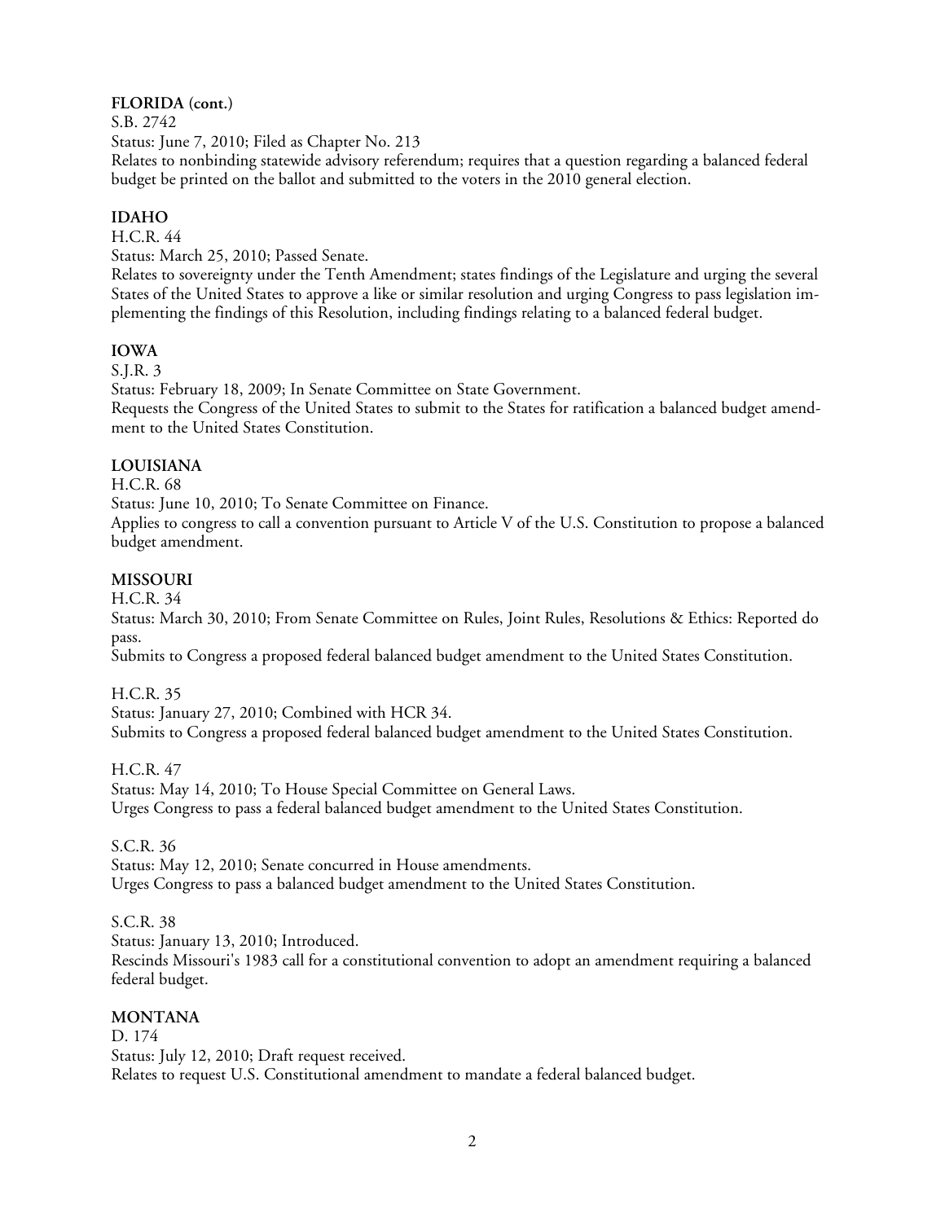**FLORIDA (cont.)**

S.B. 2742

Status: June 7, 2010; Filed as Chapter No. 213

Relates to nonbinding statewide advisory referendum; requires that a question regarding a balanced federal budget be printed on the ballot and submitted to the voters in the 2010 general election.

**IDAHO**

H.C.R. 44

Status: March 25, 2010; Passed Senate.

Relates to sovereignty under the Tenth Amendment; states findings of the Legislature and urging the several States of the United States to approve a like or similar resolution and urging Congress to pass legislation implementing the findings of this Resolution, including findings relating to a balanced federal budget.

**IOWA**

S.J.R. 3

Status: February 18, 2009; In Senate Committee on State Government.

Requests the Congress of the United States to submit to the States for ratification a balanced budget amendment to the United States Constitution.

**LOUISIANA**

H.C.R. 68

Status: June 10, 2010; To Senate Committee on Finance.

Applies to congress to call a convention pursuant to Article V of the U.S. Constitution to propose a balanced budget amendment.

**MISSOURI**

H.C.R. 34

Status: March 30, 2010; From Senate Committee on Rules, Joint Rules, Resolutions & Ethics: Reported do pass.

Submits to Congress a proposed federal balanced budget amendment to the United States Constitution.

H.C.R. 35

Status: January 27, 2010; Combined with HCR 34.

Submits to Congress a proposed federal balanced budget amendment to the United States Constitution.

H.C.R. 47

Status: May 14, 2010; To House Special Committee on General Laws.

Urges Congress to pass a federal balanced budget amendment to the United States Constitution.

S.C.R. 36

Status: May 12, 2010; Senate concurred in House amendments.

Urges Congress to pass a balanced budget amendment to the United States Constitution.

S.C.R. 38

Status: January 13, 2010; Introduced.

Rescinds Missouri's 1983 call for a constitutional convention to adopt an amendment requiring a balanced federal budget.

**MONTANA**

D. 174

Status: July 12, 2010; Draft request received.

Relates to request U.S. Constitutional amendment to mandate a federal balanced budget.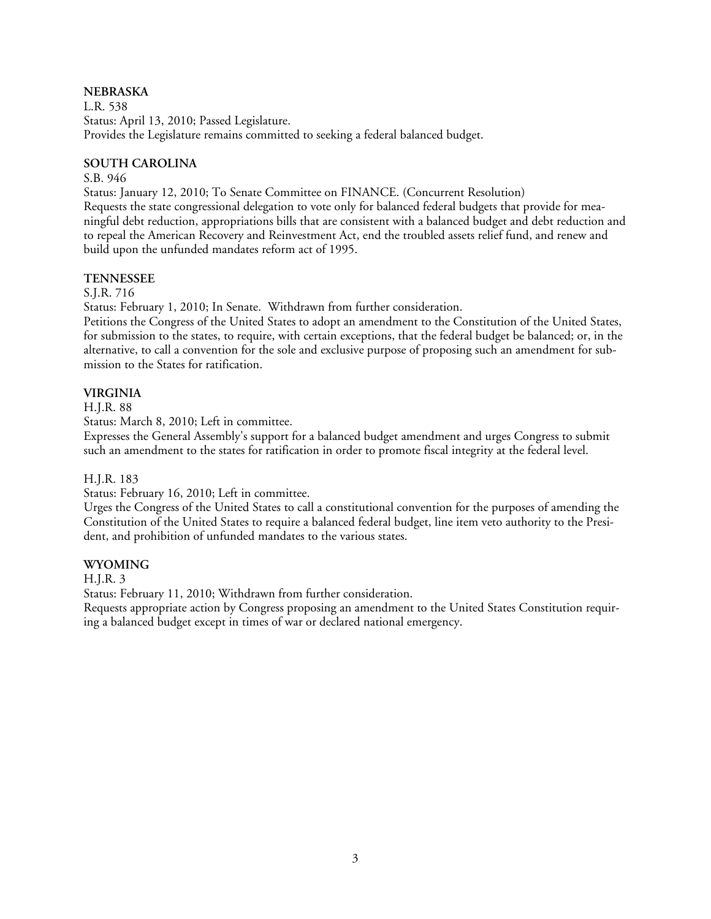**NEBRASKA**

L.R. 538

Status: April 13, 2010; Passed Legislature.

Provides the Legislature remains committed to seeking a federal balanced budget.

**SOUTH CAROLINA**

S.B. 946

Status: January 12, 2010; To Senate Committee on FINANCE. (Concurrent Resolution)

Requests the state congressional delegation to vote only for balanced federal budgets that provide for meaningful debt reduction, appropriations bills that are consistent with a balanced budget and debt reduction and to repeal the American Recovery and Reinvestment Act, end the troubled assets relief fund, and renew and build upon the unfunded mandates reform act of 1995.

**TENNESSEE**

S.J.R. 716

Status: February 1, 2010; In Senate. Withdrawn from further consideration.

Petitions the Congress of the United States to adopt an amendment to the Constitution of the United States, for submission to the states, to require, with certain exceptions, that the federal budget be balanced; or, in the alternative, to call a convention for the sole and exclusive purpose of proposing such an amendment for submission to the States for ratification.

**VIRGINIA**

H.J.R. 88

Status: March 8, 2010; Left in committee.

Expresses the General Assembly's support for a balanced budget amendment and urges Congress to submit such an amendment to the states for ratification in order to promote fiscal integrity at the federal level.

H.J.R. 183

Status: February 16, 2010; Left in committee.

Urges the Congress of the United States to call a constitutional convention for the purposes of amending the Constitution of the United States to require a balanced federal budget, line item veto authority to the President, and prohibition of unfunded mandates to the various states.

**WYOMING**

H.J.R. 3

Status: February 11, 2010; Withdrawn from further consideration.

Requests appropriate action by Congress proposing an amendment to the United States Constitution requiring a balanced budget except in times of war or declared national emergency.